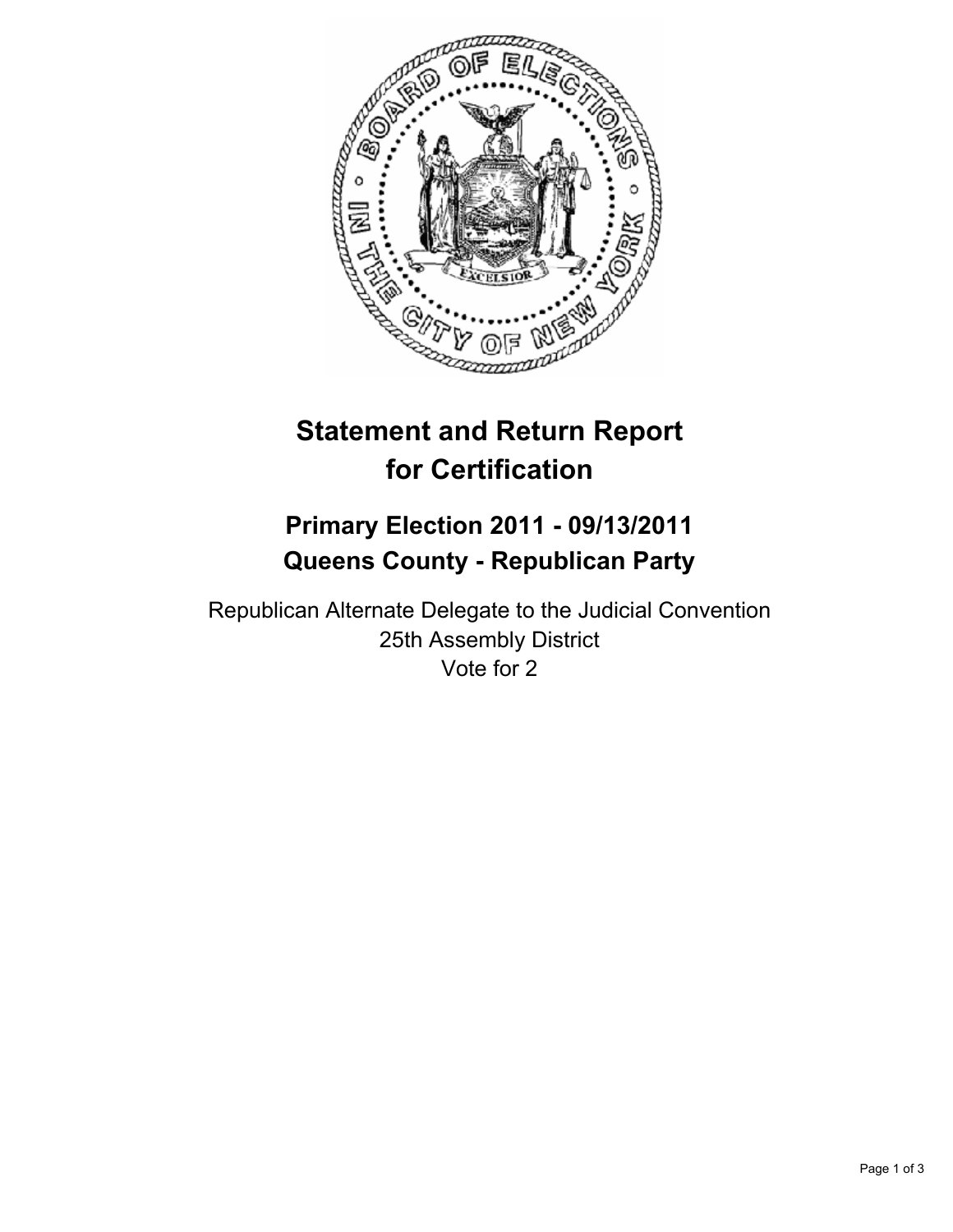# Statement and Return Report for Certification

## Primary Election 2011 - 09/13/2011
## Queens County - Republican Party

Republican Alternate Delegate to the Judicial Convention
25th Assembly District
Vote for 2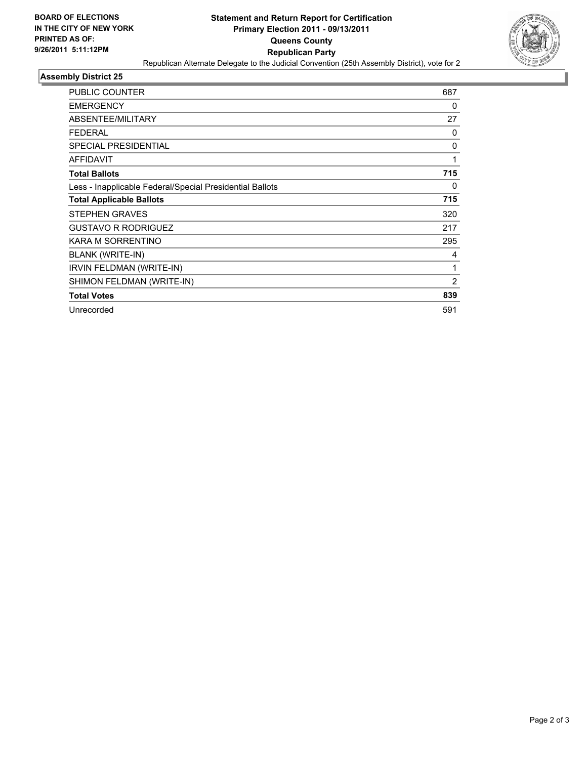BOARD OF ELECTIONS
IN THE CITY OF NEW YORK
PRINTED AS OF:
9/26/2011 5:11:12PM

**Statement and Return Report for Certification**
**Primary Election 2011 - 09/13/2011**
**Queens County**
**Republican Party**
Republican Alternate Delegate to the Judicial Convention (25th Assembly District), vote for 2

## Assembly District 25

| | |
|---|---|
| PUBLIC COUNTER | 687 |
| EMERGENCY | 0 |
| ABSENTEE/MILITARY | 27 |
| FEDERAL | 0 |
| SPECIAL PRESIDENTIAL | 0 |
| AFFIDAVIT | 1 |
| **Total Ballots** | **715** |
| Less - Inapplicable Federal/Special Presidential Ballots | 0 |
| **Total Applicable Ballots** | **715** |
| STEPHEN GRAVES | 320 |
| GUSTAVO R RODRIGUEZ | 217 |
| KARA M SORRENTINO | 295 |
| BLANK (WRITE-IN) | 4 |
| IRVIN FELDMAN (WRITE-IN) | 1 |
| SHIMON FELDMAN (WRITE-IN) | 2 |
| **Total Votes** | **839** |
| Unrecorded | 591 |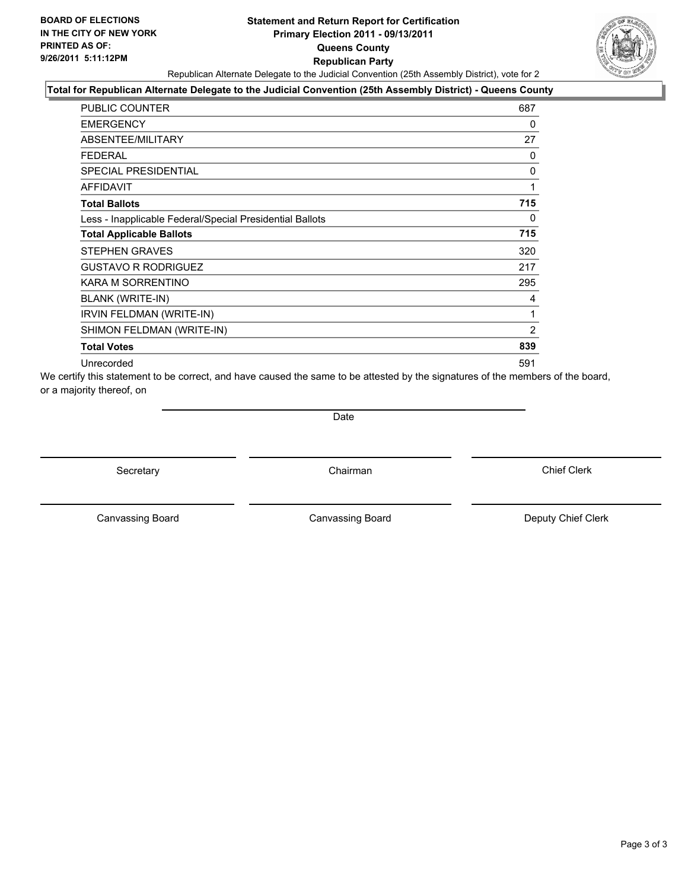**BOARD OF ELECTIONS IN THE CITY OF NEW YORK PRINTED AS OF: 9/26/2011 5:11:12PM**

# Statement and Return Report for Certification
## Primary Election 2011 - 09/13/2011
## Queens County
## Republican Party

Republican Alternate Delegate to the Judicial Convention (25th Assembly District), vote for 2

**Total for Republican Alternate Delegate to the Judicial Convention (25th Assembly District) - Queens County**

| | |
|---|---|
| PUBLIC COUNTER | 687 |
| EMERGENCY | 0 |
| ABSENTEE/MILITARY | 27 |
| FEDERAL | 0 |
| SPECIAL PRESIDENTIAL | 0 |
| AFFIDAVIT | 1 |
| **Total Ballots** | **715** |
| Less - Inapplicable Federal/Special Presidential Ballots | 0 |
| **Total Applicable Ballots** | **715** |
| STEPHEN GRAVES | 320 |
| GUSTAVO R RODRIGUEZ | 217 |
| KARA M SORRENTINO | 295 |
| BLANK (WRITE-IN) | 4 |
| IRVIN FELDMAN (WRITE-IN) | 1 |
| SHIMON FELDMAN (WRITE-IN) | 2 |
| **Total Votes** | **839** |
| Unrecorded | 591 |

We certify this statement to be correct, and have caused the same to be attested by the signatures of the members of the board, or a majority thereof, on

Date

Secretary | Chairman | Chief Clerk

Canvassing Board | Canvassing Board | Deputy Chief Clerk